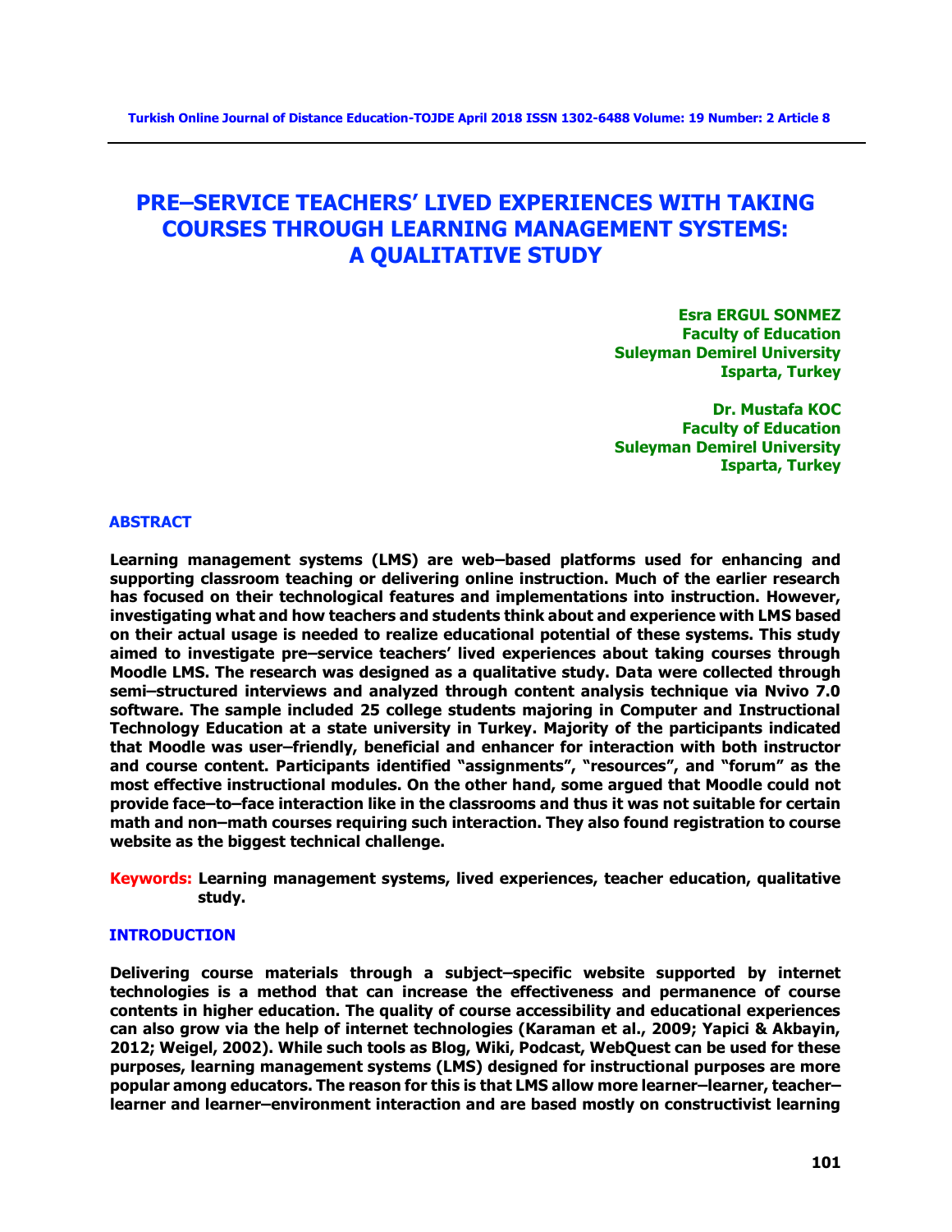# PRE–SERVICE TEACHERS' LIVED EXPERIENCES WITH TAKING COURSES THROUGH LEARNING MANAGEMENT SYSTEMS: A QUALITATIVE STUDY

**Esra ERGUL SONMEZ**
**Faculty of Education**
**Suleyman Demirel University**
**Isparta, Turkey**

**Dr. Mustafa KOC**
**Faculty of Education**
**Suleyman Demirel University**
**Isparta, Turkey**

## ABSTRACT

**Learning management systems (LMS) are web–based platforms used for enhancing and supporting classroom teaching or delivering online instruction. Much of the earlier research has focused on their technological features and implementations into instruction. However, investigating what and how teachers and students think about and experience with LMS based on their actual usage is needed to realize educational potential of these systems. This study aimed to investigate pre–service teachers' lived experiences about taking courses through Moodle LMS. The research was designed as a qualitative study. Data were collected through semi–structured interviews and analyzed through content analysis technique via Nvivo 7.0 software. The sample included 25 college students majoring in Computer and Instructional Technology Education at a state university in Turkey. Majority of the participants indicated that Moodle was user–friendly, beneficial and enhancer for interaction with both instructor and course content. Participants identified "assignments", "resources", and "forum" as the most effective instructional modules. On the other hand, some argued that Moodle could not provide face–to–face interaction like in the classrooms and thus it was not suitable for certain math and non–math courses requiring such interaction. They also found registration to course website as the biggest technical challenge.**

**Keywords: Learning management systems, lived experiences, teacher education, qualitative study.**

## INTRODUCTION

**Delivering course materials through a subject–specific website supported by internet technologies is a method that can increase the effectiveness and permanence of course contents in higher education. The quality of course accessibility and educational experiences can also grow via the help of internet technologies (Karaman et al., 2009; Yapici & Akbayin, 2012; Weigel, 2002). While such tools as Blog, Wiki, Podcast, WebQuest can be used for these purposes, learning management systems (LMS) designed for instructional purposes are more popular among educators. The reason for this is that LMS allow more learner–learner, teacher–learner and learner–environment interaction and are based mostly on constructivist learning**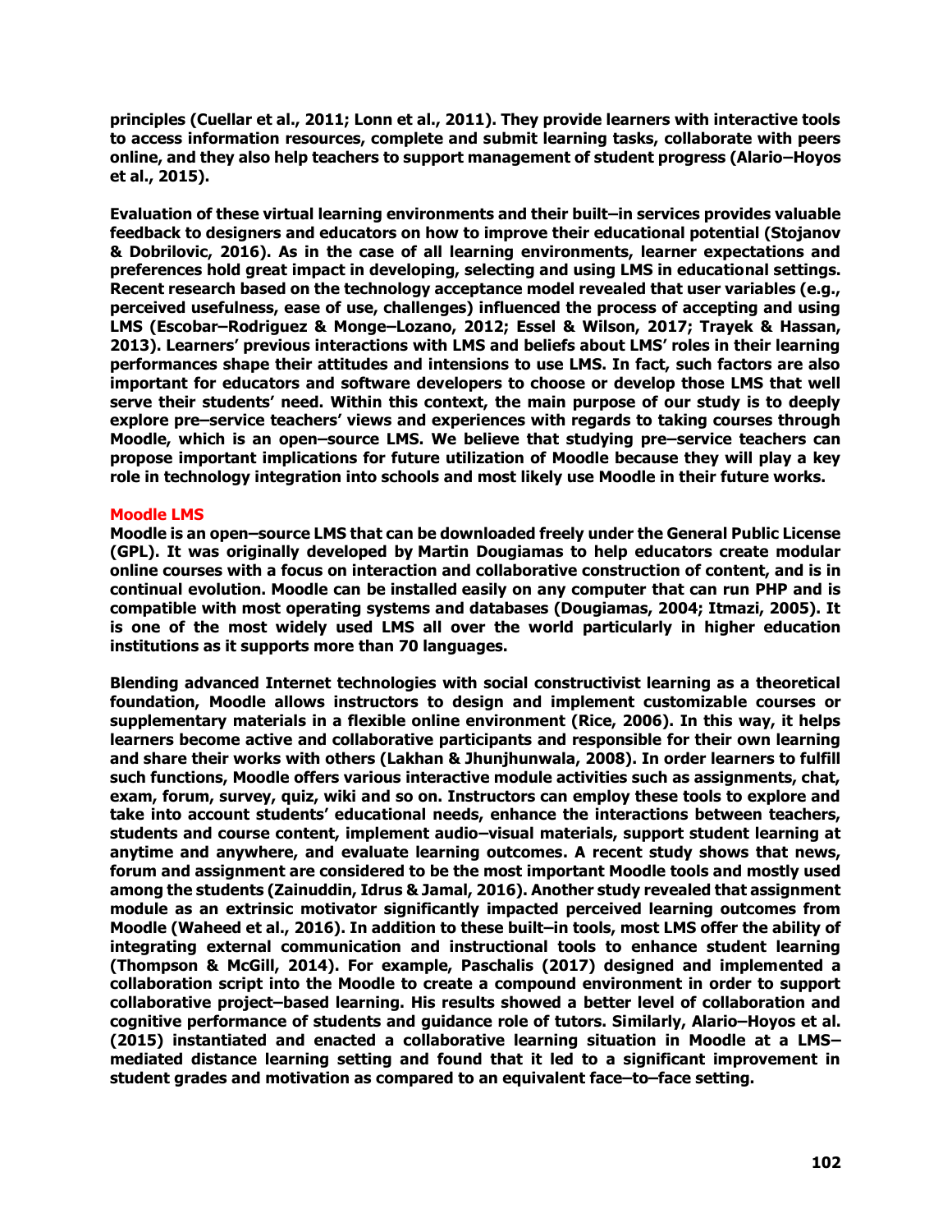principles (Cuellar et al., 2011; Lonn et al., 2011). They provide learners with interactive tools to access information resources, complete and submit learning tasks, collaborate with peers online, and they also help teachers to support management of student progress (Alario–Hoyos et al., 2015).

Evaluation of these virtual learning environments and their built–in services provides valuable feedback to designers and educators on how to improve their educational potential (Stojanov & Dobrilovic, 2016). As in the case of all learning environments, learner expectations and preferences hold great impact in developing, selecting and using LMS in educational settings. Recent research based on the technology acceptance model revealed that user variables (e.g., perceived usefulness, ease of use, challenges) influenced the process of accepting and using LMS (Escobar–Rodriguez & Monge–Lozano, 2012; Essel & Wilson, 2017; Trayek & Hassan, 2013). Learners' previous interactions with LMS and beliefs about LMS' roles in their learning performances shape their attitudes and intensions to use LMS. In fact, such factors are also important for educators and software developers to choose or develop those LMS that well serve their students' need. Within this context, the main purpose of our study is to deeply explore pre–service teachers' views and experiences with regards to taking courses through Moodle, which is an open–source LMS. We believe that studying pre–service teachers can propose important implications for future utilization of Moodle because they will play a key role in technology integration into schools and most likely use Moodle in their future works.

## Moodle LMS

Moodle is an open–source LMS that can be downloaded freely under the General Public License (GPL). It was originally developed by Martin Dougiamas to help educators create modular online courses with a focus on interaction and collaborative construction of content, and is in continual evolution. Moodle can be installed easily on any computer that can run PHP and is compatible with most operating systems and databases (Dougiamas, 2004; Itmazi, 2005). It is one of the most widely used LMS all over the world particularly in higher education institutions as it supports more than 70 languages.

Blending advanced Internet technologies with social constructivist learning as a theoretical foundation, Moodle allows instructors to design and implement customizable courses or supplementary materials in a flexible online environment (Rice, 2006). In this way, it helps learners become active and collaborative participants and responsible for their own learning and share their works with others (Lakhan & Jhunjhunwala, 2008). In order learners to fulfill such functions, Moodle offers various interactive module activities such as assignments, chat, exam, forum, survey, quiz, wiki and so on. Instructors can employ these tools to explore and take into account students' educational needs, enhance the interactions between teachers, students and course content, implement audio–visual materials, support student learning at anytime and anywhere, and evaluate learning outcomes. A recent study shows that news, forum and assignment are considered to be the most important Moodle tools and mostly used among the students (Zainuddin, Idrus & Jamal, 2016). Another study revealed that assignment module as an extrinsic motivator significantly impacted perceived learning outcomes from Moodle (Waheed et al., 2016). In addition to these built–in tools, most LMS offer the ability of integrating external communication and instructional tools to enhance student learning (Thompson & McGill, 2014). For example, Paschalis (2017) designed and implemented a collaboration script into the Moodle to create a compound environment in order to support collaborative project–based learning. His results showed a better level of collaboration and cognitive performance of students and guidance role of tutors. Similarly, Alario–Hoyos et al. (2015) instantiated and enacted a collaborative learning situation in Moodle at a LMS–mediated distance learning setting and found that it led to a significant improvement in student grades and motivation as compared to an equivalent face–to–face setting.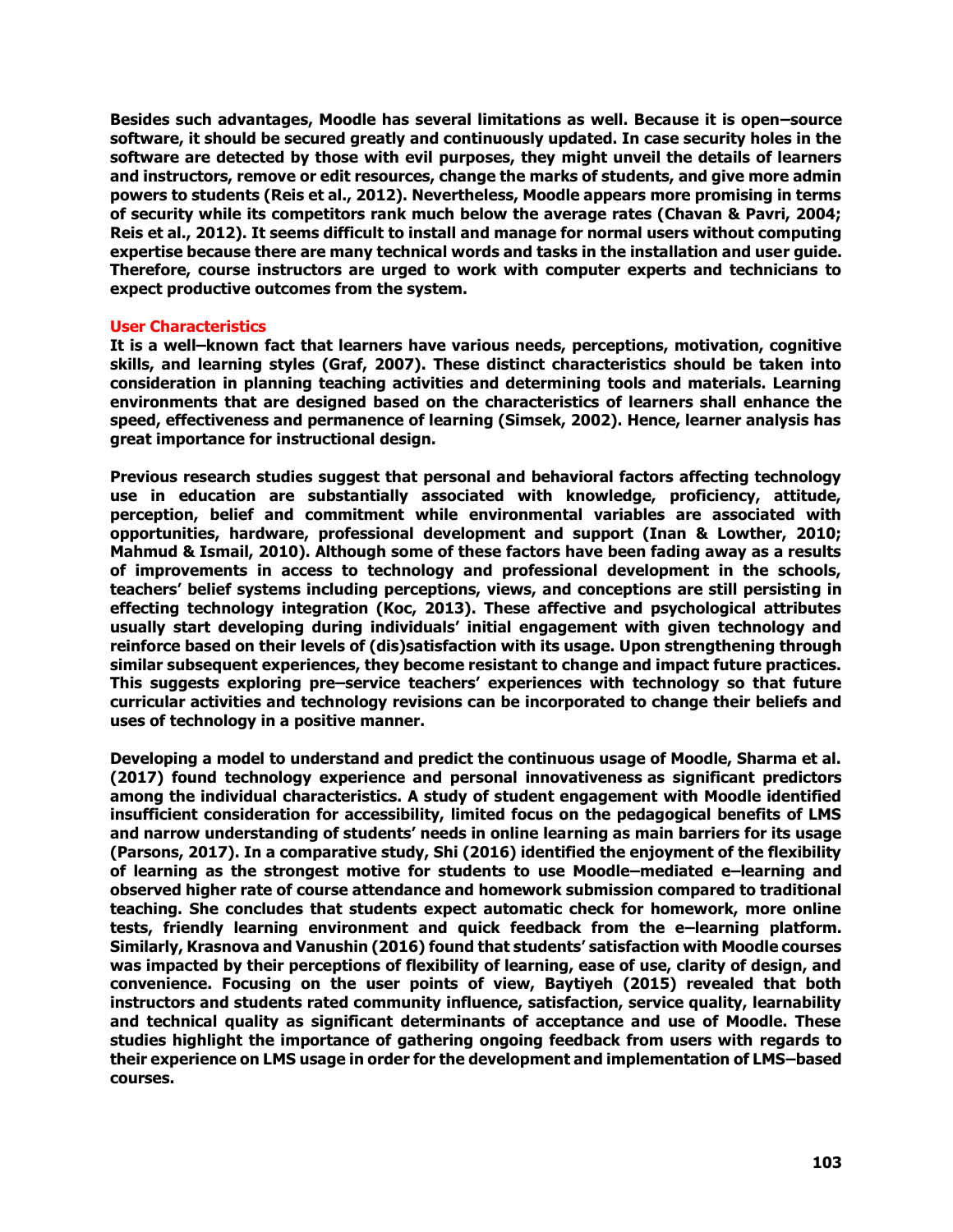Besides such advantages, Moodle has several limitations as well. Because it is open–source software, it should be secured greatly and continuously updated. In case security holes in the software are detected by those with evil purposes, they might unveil the details of learners and instructors, remove or edit resources, change the marks of students, and give more admin powers to students (Reis et al., 2012). Nevertheless, Moodle appears more promising in terms of security while its competitors rank much below the average rates (Chavan & Pavri, 2004; Reis et al., 2012). It seems difficult to install and manage for normal users without computing expertise because there are many technical words and tasks in the installation and user guide. Therefore, course instructors are urged to work with computer experts and technicians to expect productive outcomes from the system.

## User Characteristics

It is a well–known fact that learners have various needs, perceptions, motivation, cognitive skills, and learning styles (Graf, 2007). These distinct characteristics should be taken into consideration in planning teaching activities and determining tools and materials. Learning environments that are designed based on the characteristics of learners shall enhance the speed, effectiveness and permanence of learning (Simsek, 2002). Hence, learner analysis has great importance for instructional design.

Previous research studies suggest that personal and behavioral factors affecting technology use in education are substantially associated with knowledge, proficiency, attitude, perception, belief and commitment while environmental variables are associated with opportunities, hardware, professional development and support (Inan & Lowther, 2010; Mahmud & Ismail, 2010). Although some of these factors have been fading away as a results of improvements in access to technology and professional development in the schools, teachers' belief systems including perceptions, views, and conceptions are still persisting in effecting technology integration (Koc, 2013). These affective and psychological attributes usually start developing during individuals' initial engagement with given technology and reinforce based on their levels of (dis)satisfaction with its usage. Upon strengthening through similar subsequent experiences, they become resistant to change and impact future practices. This suggests exploring pre–service teachers' experiences with technology so that future curricular activities and technology revisions can be incorporated to change their beliefs and uses of technology in a positive manner.

Developing a model to understand and predict the continuous usage of Moodle, Sharma et al. (2017) found technology experience and personal innovativeness as significant predictors among the individual characteristics. A study of student engagement with Moodle identified insufficient consideration for accessibility, limited focus on the pedagogical benefits of LMS and narrow understanding of students' needs in online learning as main barriers for its usage (Parsons, 2017). In a comparative study, Shi (2016) identified the enjoyment of the flexibility of learning as the strongest motive for students to use Moodle–mediated e–learning and observed higher rate of course attendance and homework submission compared to traditional teaching. She concludes that students expect automatic check for homework, more online tests, friendly learning environment and quick feedback from the e–learning platform. Similarly, Krasnova and Vanushin (2016) found that students' satisfaction with Moodle courses was impacted by their perceptions of flexibility of learning, ease of use, clarity of design, and convenience. Focusing on the user points of view, Baytiyeh (2015) revealed that both instructors and students rated community influence, satisfaction, service quality, learnability and technical quality as significant determinants of acceptance and use of Moodle. These studies highlight the importance of gathering ongoing feedback from users with regards to their experience on LMS usage in order for the development and implementation of LMS–based courses.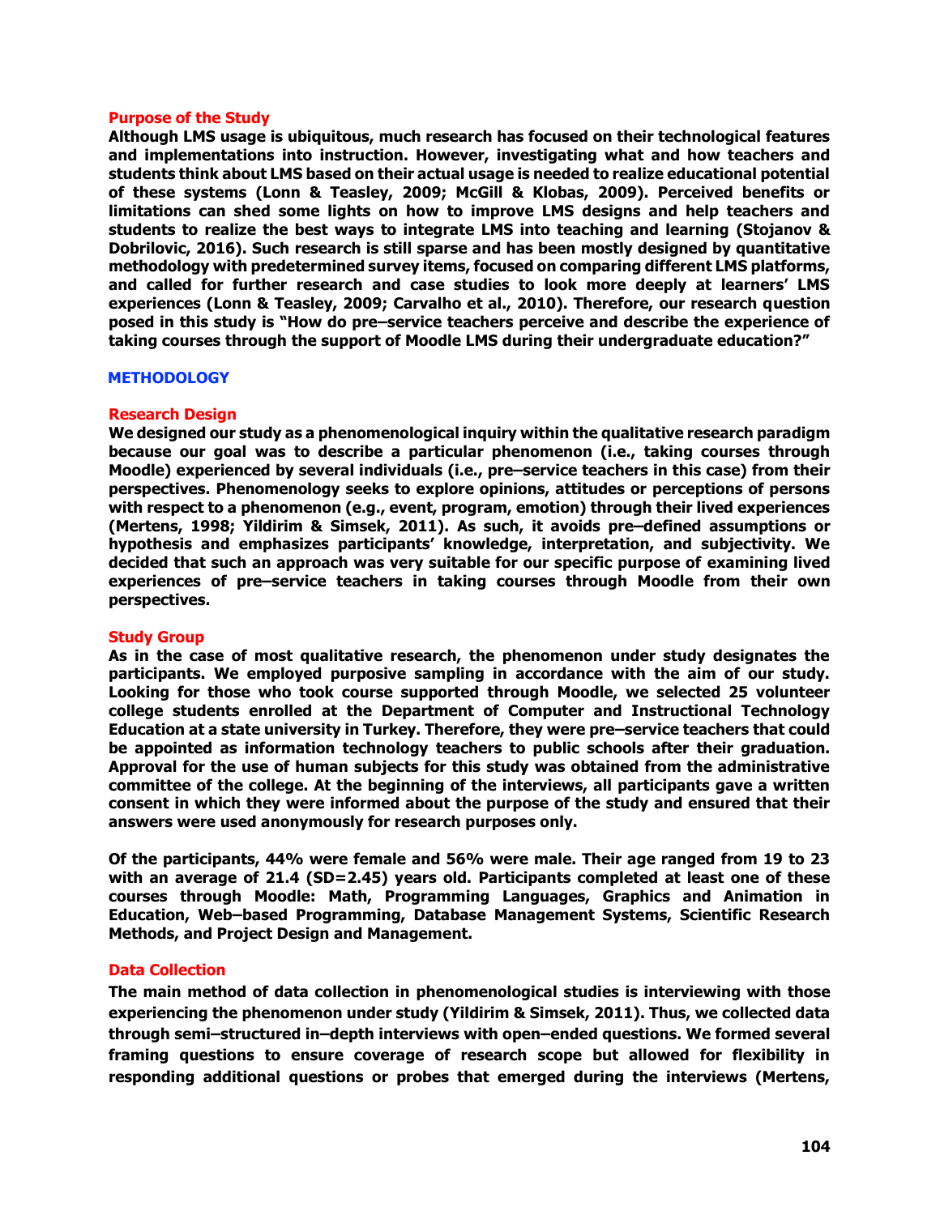## Purpose of the Study

**Although LMS usage is ubiquitous, much research has focused on their technological features and implementations into instruction. However, investigating what and how teachers and students think about LMS based on their actual usage is needed to realize educational potential of these systems (Lonn & Teasley, 2009; McGill & Klobas, 2009). Perceived benefits or limitations can shed some lights on how to improve LMS designs and help teachers and students to realize the best ways to integrate LMS into teaching and learning (Stojanov & Dobrilovic, 2016). Such research is still sparse and has been mostly designed by quantitative methodology with predetermined survey items, focused on comparing different LMS platforms, and called for further research and case studies to look more deeply at learners' LMS experiences (Lonn & Teasley, 2009; Carvalho et al., 2010). Therefore, our research question posed in this study is "How do pre–service teachers perceive and describe the experience of taking courses through the support of Moodle LMS during their undergraduate education?"**

# METHODOLOGY

## Research Design

**We designed our study as a phenomenological inquiry within the qualitative research paradigm because our goal was to describe a particular phenomenon (i.e., taking courses through Moodle) experienced by several individuals (i.e., pre–service teachers in this case) from their perspectives. Phenomenology seeks to explore opinions, attitudes or perceptions of persons with respect to a phenomenon (e.g., event, program, emotion) through their lived experiences (Mertens, 1998; Yildirim & Simsek, 2011). As such, it avoids pre–defined assumptions or hypothesis and emphasizes participants' knowledge, interpretation, and subjectivity. We decided that such an approach was very suitable for our specific purpose of examining lived experiences of pre–service teachers in taking courses through Moodle from their own perspectives.**

## Study Group

**As in the case of most qualitative research, the phenomenon under study designates the participants. We employed purposive sampling in accordance with the aim of our study. Looking for those who took course supported through Moodle, we selected 25 volunteer college students enrolled at the Department of Computer and Instructional Technology Education at a state university in Turkey. Therefore, they were pre–service teachers that could be appointed as information technology teachers to public schools after their graduation. Approval for the use of human subjects for this study was obtained from the administrative committee of the college. At the beginning of the interviews, all participants gave a written consent in which they were informed about the purpose of the study and ensured that their answers were used anonymously for research purposes only.**

**Of the participants, 44% were female and 56% were male. Their age ranged from 19 to 23 with an average of 21.4 (SD=2.45) years old. Participants completed at least one of these courses through Moodle: Math, Programming Languages, Graphics and Animation in Education, Web–based Programming, Database Management Systems, Scientific Research Methods, and Project Design and Management.**

## Data Collection

**The main method of data collection in phenomenological studies is interviewing with those experiencing the phenomenon under study (Yildirim & Simsek, 2011). Thus, we collected data through semi–structured in–depth interviews with open–ended questions. We formed several framing questions to ensure coverage of research scope but allowed for flexibility in responding additional questions or probes that emerged during the interviews (Mertens,**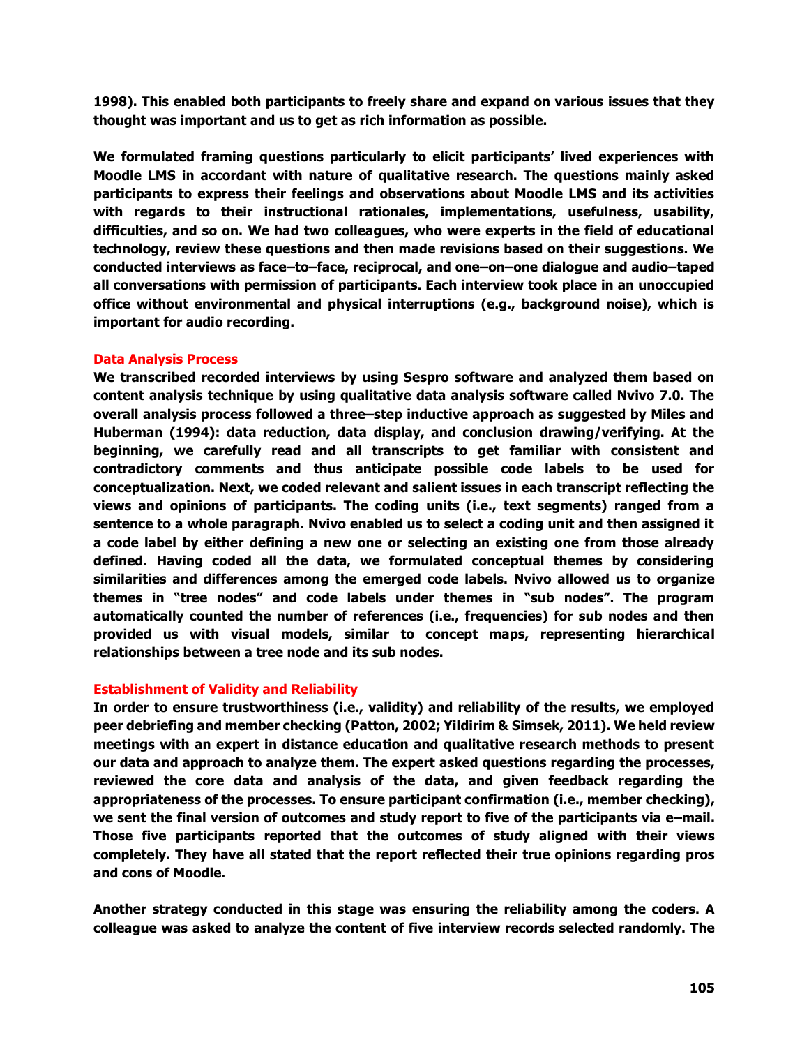1998). This enabled both participants to freely share and expand on various issues that they thought was important and us to get as rich information as possible.

We formulated framing questions particularly to elicit participants' lived experiences with Moodle LMS in accordant with nature of qualitative research. The questions mainly asked participants to express their feelings and observations about Moodle LMS and its activities with regards to their instructional rationales, implementations, usefulness, usability, difficulties, and so on. We had two colleagues, who were experts in the field of educational technology, review these questions and then made revisions based on their suggestions. We conducted interviews as face–to–face, reciprocal, and one–on–one dialogue and audio–taped all conversations with permission of participants. Each interview took place in an unoccupied office without environmental and physical interruptions (e.g., background noise), which is important for audio recording.

### Data Analysis Process

We transcribed recorded interviews by using Sespro software and analyzed them based on content analysis technique by using qualitative data analysis software called Nvivo 7.0. The overall analysis process followed a three–step inductive approach as suggested by Miles and Huberman (1994): data reduction, data display, and conclusion drawing/verifying. At the beginning, we carefully read and all transcripts to get familiar with consistent and contradictory comments and thus anticipate possible code labels to be used for conceptualization. Next, we coded relevant and salient issues in each transcript reflecting the views and opinions of participants. The coding units (i.e., text segments) ranged from a sentence to a whole paragraph. Nvivo enabled us to select a coding unit and then assigned it a code label by either defining a new one or selecting an existing one from those already defined. Having coded all the data, we formulated conceptual themes by considering similarities and differences among the emerged code labels. Nvivo allowed us to organize themes in "tree nodes" and code labels under themes in "sub nodes". The program automatically counted the number of references (i.e., frequencies) for sub nodes and then provided us with visual models, similar to concept maps, representing hierarchical relationships between a tree node and its sub nodes.

### Establishment of Validity and Reliability

In order to ensure trustworthiness (i.e., validity) and reliability of the results, we employed peer debriefing and member checking (Patton, 2002; Yildirim & Simsek, 2011). We held review meetings with an expert in distance education and qualitative research methods to present our data and approach to analyze them. The expert asked questions regarding the processes, reviewed the core data and analysis of the data, and given feedback regarding the appropriateness of the processes. To ensure participant confirmation (i.e., member checking), we sent the final version of outcomes and study report to five of the participants via e–mail. Those five participants reported that the outcomes of study aligned with their views completely. They have all stated that the report reflected their true opinions regarding pros and cons of Moodle.

Another strategy conducted in this stage was ensuring the reliability among the coders. A colleague was asked to analyze the content of five interview records selected randomly. The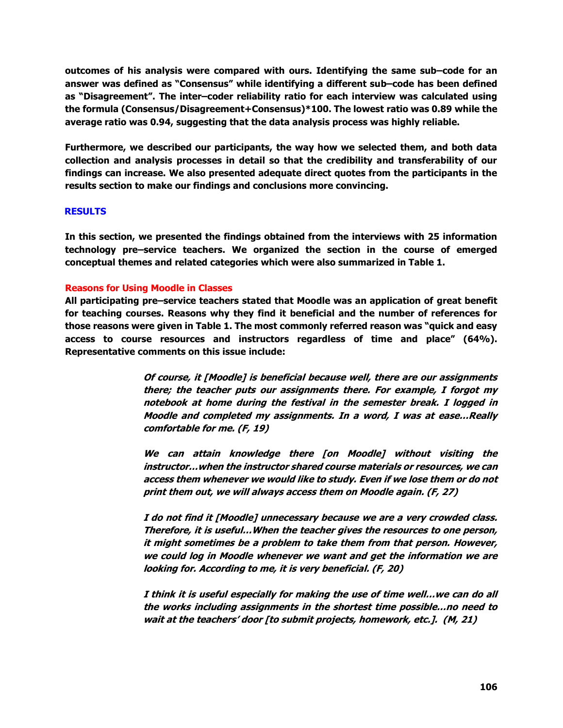**outcomes of his analysis were compared with ours. Identifying the same sub–code for an answer was defined as "Consensus" while identifying a different sub–code has been defined as "Disagreement". The inter–coder reliability ratio for each interview was calculated using the formula (Consensus/Disagreement+Consensus)*100. The lowest ratio was 0.89 while the average ratio was 0.94, suggesting that the data analysis process was highly reliable.**

**Furthermore, we described our participants, the way how we selected them, and both data collection and analysis processes in detail so that the credibility and transferability of our findings can increase. We also presented adequate direct quotes from the participants in the results section to make our findings and conclusions more convincing.**

## RESULTS

**In this section, we presented the findings obtained from the interviews with 25 information technology pre–service teachers. We organized the section in the course of emerged conceptual themes and related categories which were also summarized in Table 1.**

### Reasons for Using Moodle in Classes

**All participating pre–service teachers stated that Moodle was an application of great benefit for teaching courses. Reasons why they find it beneficial and the number of references for those reasons were given in Table 1. The most commonly referred reason was "quick and easy access to course resources and instructors regardless of time and place" (64%). Representative comments on this issue include:**

> ***Of course, it [Moodle] is beneficial because well, there are our assignments there; the teacher puts our assignments there. For example, I forgot my notebook at home during the festival in the semester break. I logged in Moodle and completed my assignments. In a word, I was at ease…Really comfortable for me. (F, 19)***
>
> ***We can attain knowledge there [on Moodle] without visiting the instructor…when the instructor shared course materials or resources, we can access them whenever we would like to study. Even if we lose them or do not print them out, we will always access them on Moodle again. (F, 27)***
>
> ***I do not find it [Moodle] unnecessary because we are a very crowded class. Therefore, it is useful…When the teacher gives the resources to one person, it might sometimes be a problem to take them from that person. However, we could log in Moodle whenever we want and get the information we are looking for. According to me, it is very beneficial. (F, 20)***
>
> ***I think it is useful especially for making the use of time well…we can do all the works including assignments in the shortest time possible…no need to wait at the teachers' door [to submit projects, homework, etc.]. (M, 21)***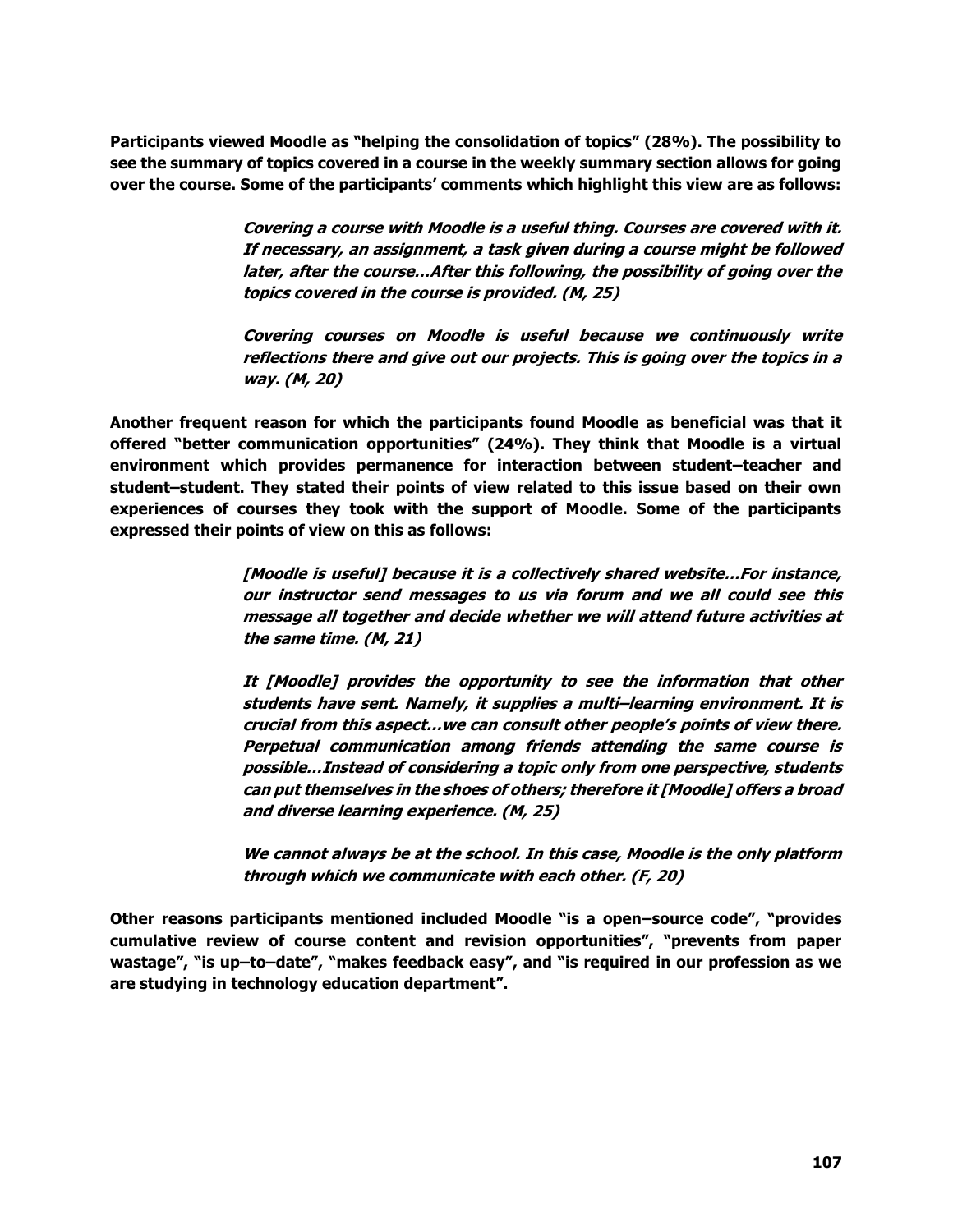**Participants viewed Moodle as "helping the consolidation of topics" (28%). The possibility to see the summary of topics covered in a course in the weekly summary section allows for going over the course. Some of the participants' comments which highlight this view are as follows:**

> ***Covering a course with Moodle is a useful thing. Courses are covered with it. If necessary, an assignment, a task given during a course might be followed later, after the course…After this following, the possibility of going over the topics covered in the course is provided. (M, 25)***
>
> ***Covering courses on Moodle is useful because we continuously write reflections there and give out our projects. This is going over the topics in a way. (M, 20)***

**Another frequent reason for which the participants found Moodle as beneficial was that it offered "better communication opportunities" (24%). They think that Moodle is a virtual environment which provides permanence for interaction between student–teacher and student–student. They stated their points of view related to this issue based on their own experiences of courses they took with the support of Moodle. Some of the participants expressed their points of view on this as follows:**

> ***[Moodle is useful] because it is a collectively shared website…For instance, our instructor send messages to us via forum and we all could see this message all together and decide whether we will attend future activities at the same time. (M, 21)***
>
> ***It [Moodle] provides the opportunity to see the information that other students have sent. Namely, it supplies a multi–learning environment. It is crucial from this aspect…we can consult other people's points of view there. Perpetual communication among friends attending the same course is possible…Instead of considering a topic only from one perspective, students can put themselves in the shoes of others; therefore it [Moodle] offers a broad and diverse learning experience. (M, 25)***
>
> ***We cannot always be at the school. In this case, Moodle is the only platform through which we communicate with each other. (F, 20)***

**Other reasons participants mentioned included Moodle "is a open–source code", "provides cumulative review of course content and revision opportunities", "prevents from paper wastage", "is up–to–date", "makes feedback easy", and "is required in our profession as we are studying in technology education department".**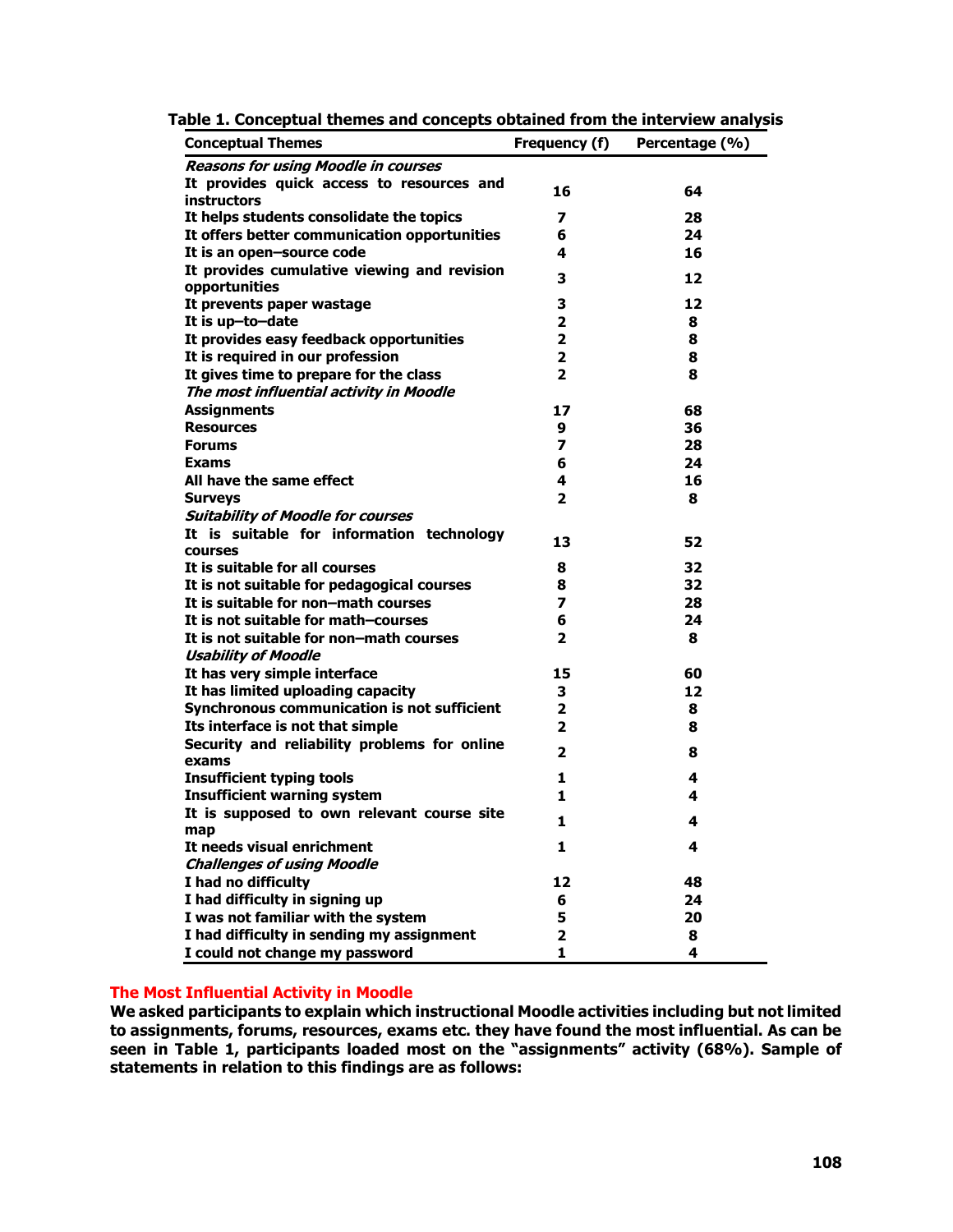**Table 1. Conceptual themes and concepts obtained from the interview analysis**

| Conceptual Themes | Frequency (f) | Percentage (%) |
|---|---|---|
| ***Reasons for using Moodle in courses*** | | |
| **It provides quick access to resources and instructors** | **16** | **64** |
| **It helps students consolidate the topics** | **7** | **28** |
| **It offers better communication opportunities** | **6** | **24** |
| **It is an open–source code** | **4** | **16** |
| **It provides cumulative viewing and revision opportunities** | **3** | **12** |
| **It prevents paper wastage** | **3** | **12** |
| **It is up–to–date** | **2** | **8** |
| **It provides easy feedback opportunities** | **2** | **8** |
| **It is required in our profession** | **2** | **8** |
| **It gives time to prepare for the class** | **2** | **8** |
| ***The most influential activity in Moodle*** | | |
| **Assignments** | **17** | **68** |
| **Resources** | **9** | **36** |
| **Forums** | **7** | **28** |
| **Exams** | **6** | **24** |
| **All have the same effect** | **4** | **16** |
| **Surveys** | **2** | **8** |
| ***Suitability of Moodle for courses*** | | |
| **It is suitable for information technology courses** | **13** | **52** |
| **It is suitable for all courses** | **8** | **32** |
| **It is not suitable for pedagogical courses** | **8** | **32** |
| **It is suitable for non–math courses** | **7** | **28** |
| **It is not suitable for math–courses** | **6** | **24** |
| **It is not suitable for non–math courses** | **2** | **8** |
| ***Usability of Moodle*** | | |
| **It has very simple interface** | **15** | **60** |
| **It has limited uploading capacity** | **3** | **12** |
| **Synchronous communication is not sufficient** | **2** | **8** |
| **Its interface is not that simple** | **2** | **8** |
| **Security and reliability problems for online exams** | **2** | **8** |
| **Insufficient typing tools** | **1** | **4** |
| **Insufficient warning system** | **1** | **4** |
| **It is supposed to own relevant course site map** | **1** | **4** |
| **It needs visual enrichment** | **1** | **4** |
| ***Challenges of using Moodle*** | | |
| **I had no difficulty** | **12** | **48** |
| **I had difficulty in signing up** | **6** | **24** |
| **I was not familiar with the system** | **5** | **20** |
| **I had difficulty in sending my assignment** | **2** | **8** |
| **I could not change my password** | **1** | **4** |

## The Most Influential Activity in Moodle

**We asked participants to explain which instructional Moodle activities including but not limited to assignments, forums, resources, exams etc. they have found the most influential. As can be seen in Table 1, participants loaded most on the "assignments" activity (68%). Sample of statements in relation to this findings are as follows:**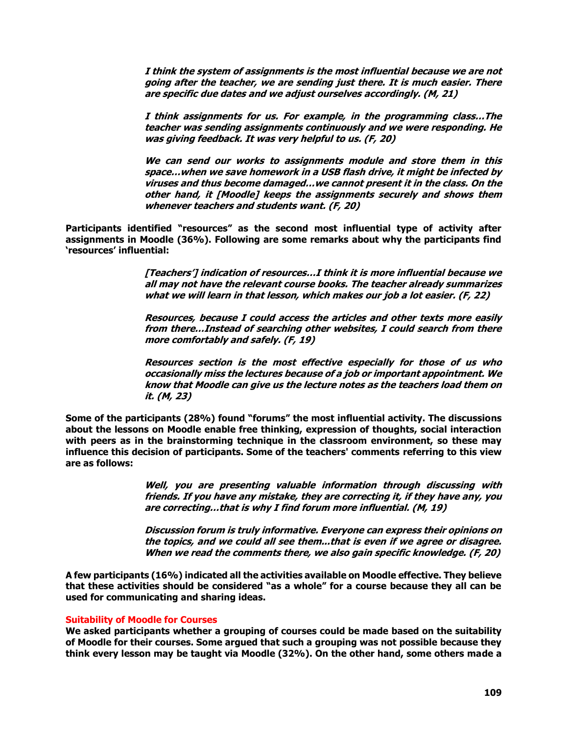> *I think the system of assignments is the most influential because we are not going after the teacher, we are sending just there. It is much easier. There are specific due dates and we adjust ourselves accordingly. (M, 21)*

> *I think assignments for us. For example, in the programming class…The teacher was sending assignments continuously and we were responding. He was giving feedback. It was very helpful to us. (F, 20)*

> *We can send our works to assignments module and store them in this space…when we save homework in a USB flash drive, it might be infected by viruses and thus become damaged…we cannot present it in the class. On the other hand, it [Moodle] keeps the assignments securely and shows them whenever teachers and students want. (F, 20)*

Participants identified "resources" as the second most influential type of activity after assignments in Moodle (36%). Following are some remarks about why the participants find 'resources' influential:

> *[Teachers'] indication of resources…I think it is more influential because we all may not have the relevant course books. The teacher already summarizes what we will learn in that lesson, which makes our job a lot easier. (F, 22)*

> *Resources, because I could access the articles and other texts more easily from there…Instead of searching other websites, I could search from there more comfortably and safely. (F, 19)*

> *Resources section is the most effective especially for those of us who occasionally miss the lectures because of a job or important appointment. We know that Moodle can give us the lecture notes as the teachers load them on it. (M, 23)*

Some of the participants (28%) found "forums" the most influential activity. The discussions about the lessons on Moodle enable free thinking, expression of thoughts, social interaction with peers as in the brainstorming technique in the classroom environment, so these may influence this decision of participants. Some of the teachers' comments referring to this view are as follows:

> *Well, you are presenting valuable information through discussing with friends. If you have any mistake, they are correcting it, if they have any, you are correcting…that is why I find forum more influential. (M, 19)*

> *Discussion forum is truly informative. Everyone can express their opinions on the topics, and we could all see them...that is even if we agree or disagree. When we read the comments there, we also gain specific knowledge. (F, 20)*

A few participants (16%) indicated all the activities available on Moodle effective. They believe that these activities should be considered "as a whole" for a course because they all can be used for communicating and sharing ideas.

### Suitability of Moodle for Courses

We asked participants whether a grouping of courses could be made based on the suitability of Moodle for their courses. Some argued that such a grouping was not possible because they think every lesson may be taught via Moodle (32%). On the other hand, some others made a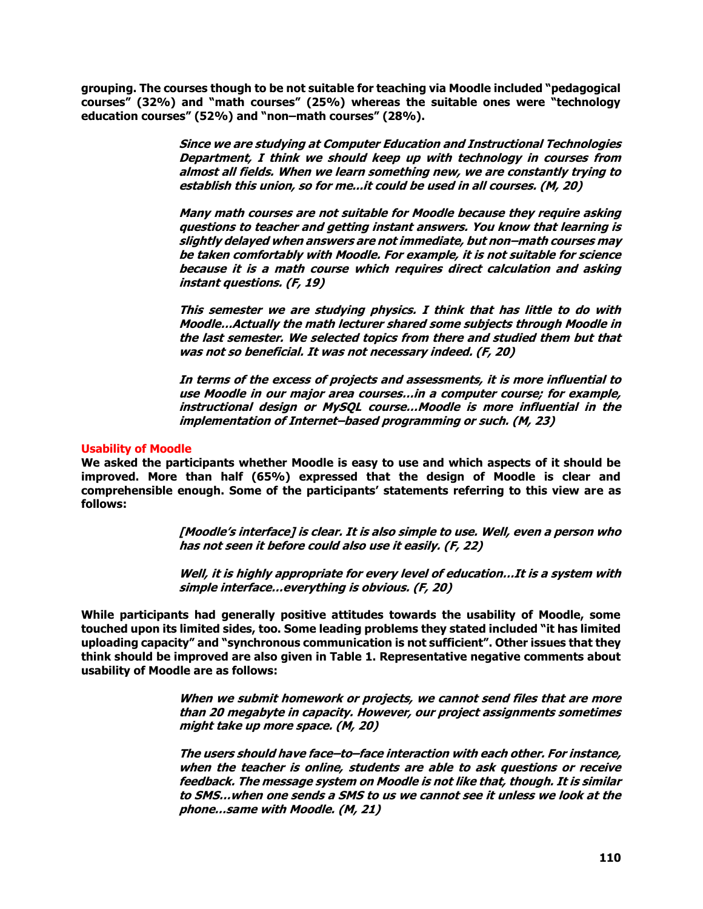**grouping. The courses though to be not suitable for teaching via Moodle included "pedagogical courses" (32%) and "math courses" (25%) whereas the suitable ones were "technology education courses" (52%) and "non–math courses" (28%).**

> ***Since we are studying at Computer Education and Instructional Technologies Department, I think we should keep up with technology in courses from almost all fields. When we learn something new, we are constantly trying to establish this union, so for me…it could be used in all courses. (M, 20)***
>
> ***Many math courses are not suitable for Moodle because they require asking questions to teacher and getting instant answers. You know that learning is slightly delayed when answers are not immediate, but non–math courses may be taken comfortably with Moodle. For example, it is not suitable for science because it is a math course which requires direct calculation and asking instant questions. (F, 19)***
>
> ***This semester we are studying physics. I think that has little to do with Moodle…Actually the math lecturer shared some subjects through Moodle in the last semester. We selected topics from there and studied them but that was not so beneficial. It was not necessary indeed. (F, 20)***
>
> ***In terms of the excess of projects and assessments, it is more influential to use Moodle in our major area courses…in a computer course; for example, instructional design or MySQL course…Moodle is more influential in the implementation of Internet–based programming or such. (M, 23)***

### Usability of Moodle

**We asked the participants whether Moodle is easy to use and which aspects of it should be improved. More than half (65%) expressed that the design of Moodle is clear and comprehensible enough. Some of the participants' statements referring to this view are as follows:**

> ***[Moodle's interface] is clear. It is also simple to use. Well, even a person who has not seen it before could also use it easily. (F, 22)***
>
> ***Well, it is highly appropriate for every level of education…It is a system with simple interface…everything is obvious. (F, 20)***

**While participants had generally positive attitudes towards the usability of Moodle, some touched upon its limited sides, too. Some leading problems they stated included "it has limited uploading capacity" and "synchronous communication is not sufficient". Other issues that they think should be improved are also given in Table 1. Representative negative comments about usability of Moodle are as follows:**

> ***When we submit homework or projects, we cannot send files that are more than 20 megabyte in capacity. However, our project assignments sometimes might take up more space. (M, 20)***
>
> ***The users should have face–to–face interaction with each other. For instance, when the teacher is online, students are able to ask questions or receive feedback. The message system on Moodle is not like that, though. It is similar to SMS…when one sends a SMS to us we cannot see it unless we look at the phone…same with Moodle. (M, 21)***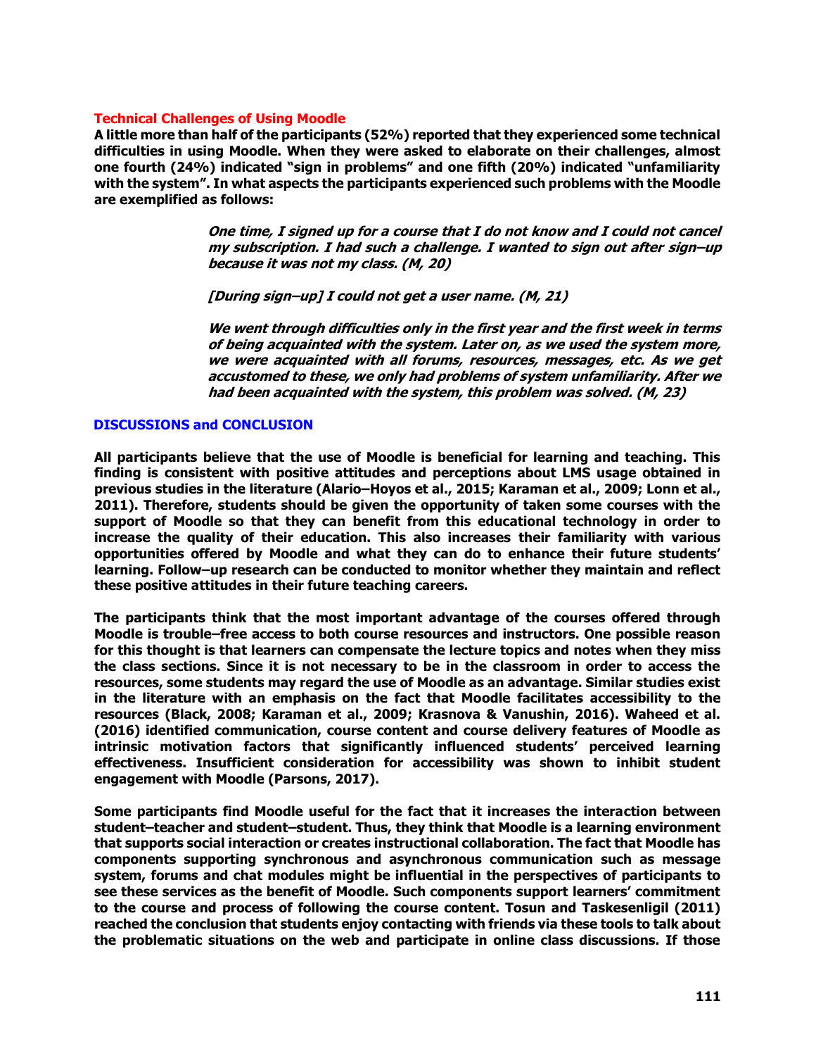### Technical Challenges of Using Moodle

A little more than half of the participants (52%) reported that they experienced some technical difficulties in using Moodle. When they were asked to elaborate on their challenges, almost one fourth (24%) indicated "sign in problems" and one fifth (20%) indicated "unfamiliarity with the system". In what aspects the participants experienced such problems with the Moodle are exemplified as follows:

> *One time, I signed up for a course that I do not know and I could not cancel my subscription. I had such a challenge. I wanted to sign out after sign–up because it was not my class. (M, 20)*
>
> *[During sign–up] I could not get a user name. (M, 21)*
>
> *We went through difficulties only in the first year and the first week in terms of being acquainted with the system. Later on, as we used the system more, we were acquainted with all forums, resources, messages, etc. As we get accustomed to these, we only had problems of system unfamiliarity. After we had been acquainted with the system, this problem was solved. (M, 23)*

## DISCUSSIONS and CONCLUSION

All participants believe that the use of Moodle is beneficial for learning and teaching. This finding is consistent with positive attitudes and perceptions about LMS usage obtained in previous studies in the literature (Alario–Hoyos et al., 2015; Karaman et al., 2009; Lonn et al., 2011). Therefore, students should be given the opportunity of taken some courses with the support of Moodle so that they can benefit from this educational technology in order to increase the quality of their education. This also increases their familiarity with various opportunities offered by Moodle and what they can do to enhance their future students' learning. Follow–up research can be conducted to monitor whether they maintain and reflect these positive attitudes in their future teaching careers.

The participants think that the most important advantage of the courses offered through Moodle is trouble–free access to both course resources and instructors. One possible reason for this thought is that learners can compensate the lecture topics and notes when they miss the class sections. Since it is not necessary to be in the classroom in order to access the resources, some students may regard the use of Moodle as an advantage. Similar studies exist in the literature with an emphasis on the fact that Moodle facilitates accessibility to the resources (Black, 2008; Karaman et al., 2009; Krasnova & Vanushin, 2016). Waheed et al. (2016) identified communication, course content and course delivery features of Moodle as intrinsic motivation factors that significantly influenced students' perceived learning effectiveness. Insufficient consideration for accessibility was shown to inhibit student engagement with Moodle (Parsons, 2017).

Some participants find Moodle useful for the fact that it increases the interaction between student–teacher and student–student. Thus, they think that Moodle is a learning environment that supports social interaction or creates instructional collaboration. The fact that Moodle has components supporting synchronous and asynchronous communication such as message system, forums and chat modules might be influential in the perspectives of participants to see these services as the benefit of Moodle. Such components support learners' commitment to the course and process of following the course content. Tosun and Taskesenligil (2011) reached the conclusion that students enjoy contacting with friends via these tools to talk about the problematic situations on the web and participate in online class discussions. If those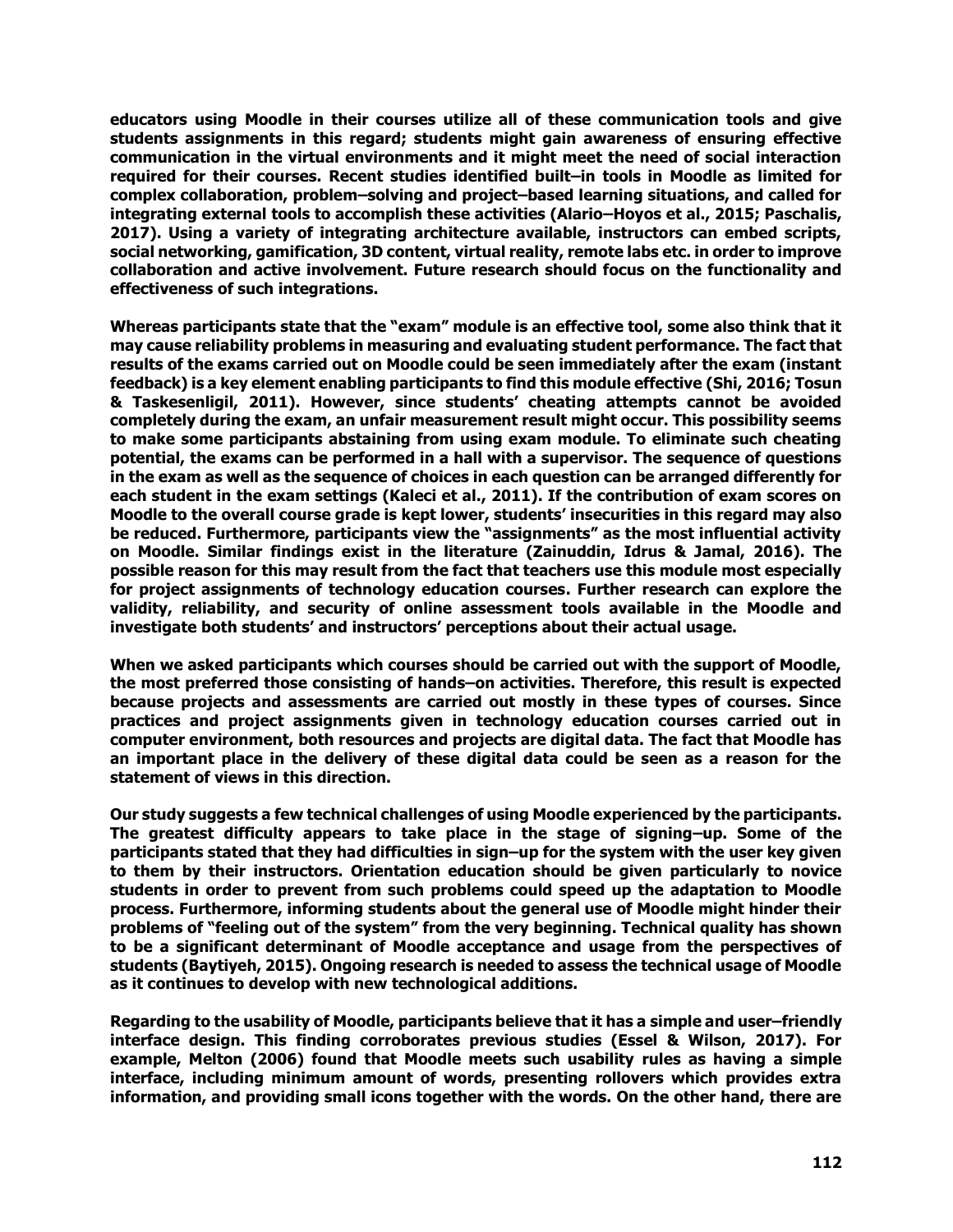educators using Moodle in their courses utilize all of these communication tools and give students assignments in this regard; students might gain awareness of ensuring effective communication in the virtual environments and it might meet the need of social interaction required for their courses. Recent studies identified built–in tools in Moodle as limited for complex collaboration, problem–solving and project–based learning situations, and called for integrating external tools to accomplish these activities (Alario–Hoyos et al., 2015; Paschalis, 2017). Using a variety of integrating architecture available, instructors can embed scripts, social networking, gamification, 3D content, virtual reality, remote labs etc. in order to improve collaboration and active involvement. Future research should focus on the functionality and effectiveness of such integrations.

Whereas participants state that the "exam" module is an effective tool, some also think that it may cause reliability problems in measuring and evaluating student performance. The fact that results of the exams carried out on Moodle could be seen immediately after the exam (instant feedback) is a key element enabling participants to find this module effective (Shi, 2016; Tosun & Taskesenligil, 2011). However, since students' cheating attempts cannot be avoided completely during the exam, an unfair measurement result might occur. This possibility seems to make some participants abstaining from using exam module. To eliminate such cheating potential, the exams can be performed in a hall with a supervisor. The sequence of questions in the exam as well as the sequence of choices in each question can be arranged differently for each student in the exam settings (Kaleci et al., 2011). If the contribution of exam scores on Moodle to the overall course grade is kept lower, students' insecurities in this regard may also be reduced. Furthermore, participants view the "assignments" as the most influential activity on Moodle. Similar findings exist in the literature (Zainuddin, Idrus & Jamal, 2016). The possible reason for this may result from the fact that teachers use this module most especially for project assignments of technology education courses. Further research can explore the validity, reliability, and security of online assessment tools available in the Moodle and investigate both students' and instructors' perceptions about their actual usage.

When we asked participants which courses should be carried out with the support of Moodle, the most preferred those consisting of hands–on activities. Therefore, this result is expected because projects and assessments are carried out mostly in these types of courses. Since practices and project assignments given in technology education courses carried out in computer environment, both resources and projects are digital data. The fact that Moodle has an important place in the delivery of these digital data could be seen as a reason for the statement of views in this direction.

Our study suggests a few technical challenges of using Moodle experienced by the participants. The greatest difficulty appears to take place in the stage of signing–up. Some of the participants stated that they had difficulties in sign–up for the system with the user key given to them by their instructors. Orientation education should be given particularly to novice students in order to prevent from such problems could speed up the adaptation to Moodle process. Furthermore, informing students about the general use of Moodle might hinder their problems of "feeling out of the system" from the very beginning. Technical quality has shown to be a significant determinant of Moodle acceptance and usage from the perspectives of students (Baytiyeh, 2015). Ongoing research is needed to assess the technical usage of Moodle as it continues to develop with new technological additions.

Regarding to the usability of Moodle, participants believe that it has a simple and user–friendly interface design. This finding corroborates previous studies (Essel & Wilson, 2017). For example, Melton (2006) found that Moodle meets such usability rules as having a simple interface, including minimum amount of words, presenting rollovers which provides extra information, and providing small icons together with the words. On the other hand, there are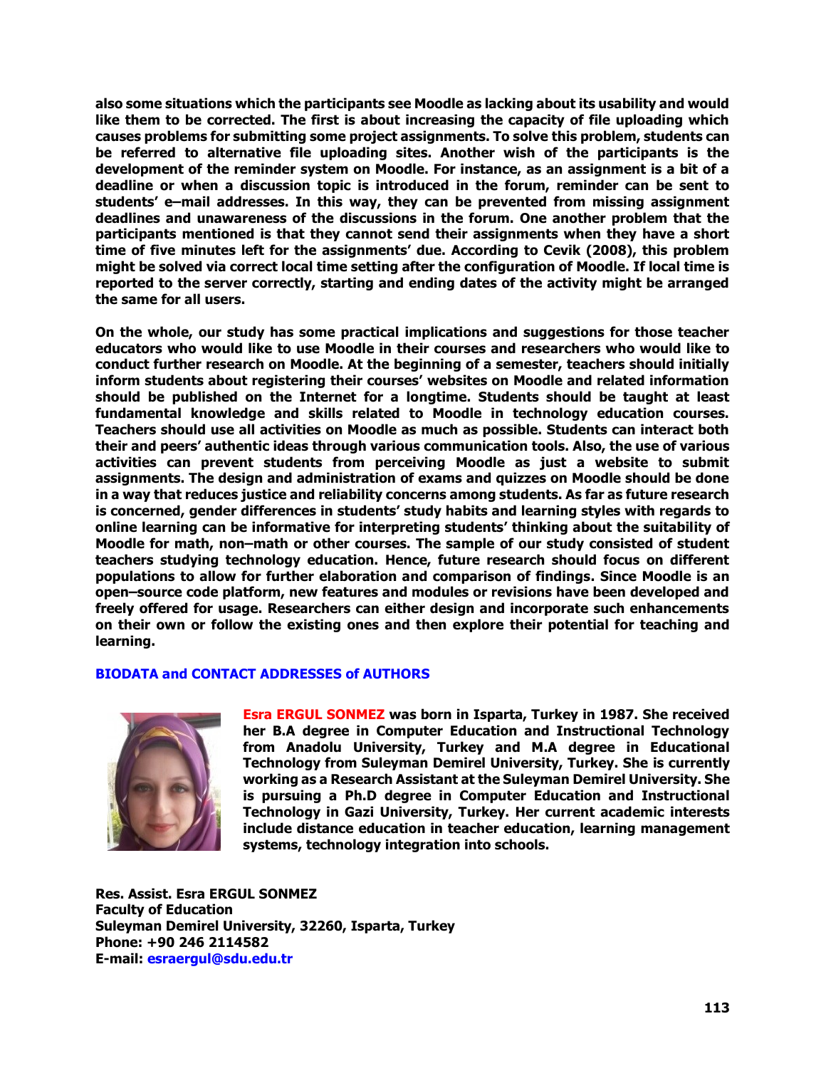also some situations which the participants see Moodle as lacking about its usability and would like them to be corrected. The first is about increasing the capacity of file uploading which causes problems for submitting some project assignments. To solve this problem, students can be referred to alternative file uploading sites. Another wish of the participants is the development of the reminder system on Moodle. For instance, as an assignment is a bit of a deadline or when a discussion topic is introduced in the forum, reminder can be sent to students' e–mail addresses. In this way, they can be prevented from missing assignment deadlines and unawareness of the discussions in the forum. One another problem that the participants mentioned is that they cannot send their assignments when they have a short time of five minutes left for the assignments' due. According to Cevik (2008), this problem might be solved via correct local time setting after the configuration of Moodle. If local time is reported to the server correctly, starting and ending dates of the activity might be arranged the same for all users.

On the whole, our study has some practical implications and suggestions for those teacher educators who would like to use Moodle in their courses and researchers who would like to conduct further research on Moodle. At the beginning of a semester, teachers should initially inform students about registering their courses' websites on Moodle and related information should be published on the Internet for a longtime. Students should be taught at least fundamental knowledge and skills related to Moodle in technology education courses. Teachers should use all activities on Moodle as much as possible. Students can interact both their and peers' authentic ideas through various communication tools. Also, the use of various activities can prevent students from perceiving Moodle as just a website to submit assignments. The design and administration of exams and quizzes on Moodle should be done in a way that reduces justice and reliability concerns among students. As far as future research is concerned, gender differences in students' study habits and learning styles with regards to online learning can be informative for interpreting students' thinking about the suitability of Moodle for math, non–math or other courses. The sample of our study consisted of student teachers studying technology education. Hence, future research should focus on different populations to allow for further elaboration and comparison of findings. Since Moodle is an open–source code platform, new features and modules or revisions have been developed and freely offered for usage. Researchers can either design and incorporate such enhancements on their own or follow the existing ones and then explore their potential for teaching and learning.

## BIODATA and CONTACT ADDRESSES of AUTHORS

**Esra ERGUL SONMEZ** was born in Isparta, Turkey in 1987. She received her B.A degree in Computer Education and Instructional Technology from Anadolu University, Turkey and M.A degree in Educational Technology from Suleyman Demirel University, Turkey. She is currently working as a Research Assistant at the Suleyman Demirel University. She is pursuing a Ph.D degree in Computer Education and Instructional Technology in Gazi University, Turkey. Her current academic interests include distance education in teacher education, learning management systems, technology integration into schools.

Res. Assist. Esra ERGUL SONMEZ
Faculty of Education
Suleyman Demirel University, 32260, Isparta, Turkey
Phone: +90 246 2114582
E-mail: esraergul@sdu.edu.tr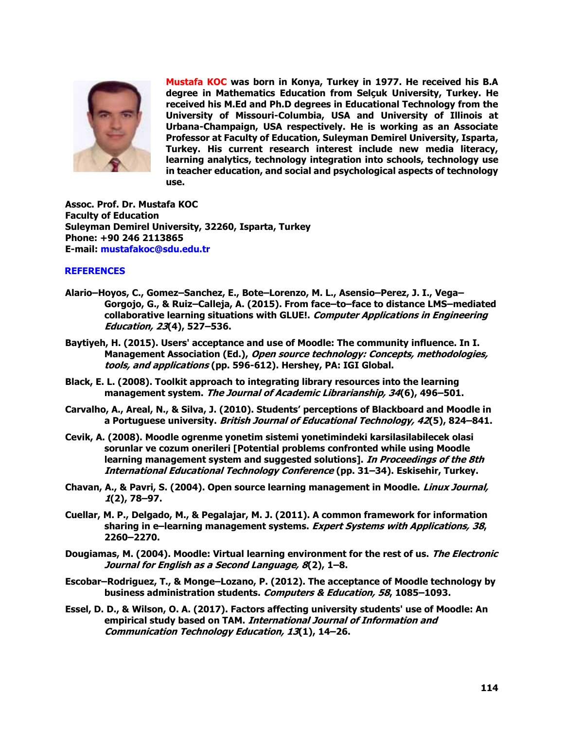**Mustafa KOC was born in Konya, Turkey in 1977. He received his B.A degree in Mathematics Education from Selçuk University, Turkey. He received his M.Ed and Ph.D degrees in Educational Technology from the University of Missouri-Columbia, USA and University of Illinois at Urbana-Champaign, USA respectively. He is working as an Associate Professor at Faculty of Education, Suleyman Demirel University, Isparta, Turkey. His current research interest include new media literacy, learning analytics, technology integration into schools, technology use in teacher education, and social and psychological aspects of technology use.**

**Assoc. Prof. Dr. Mustafa KOC**
**Faculty of Education**
**Suleyman Demirel University, 32260, Isparta, Turkey**
**Phone: +90 246 2113865**
**E-mail: mustafakoc@sdu.edu.tr**

## REFERENCES

**Alario–Hoyos, C., Gomez–Sanchez, E., Bote–Lorenzo, M. L., Asensio–Perez, J. I., Vega–Gorgojo, G., & Ruiz–Calleja, A. (2015). From face–to–face to distance LMS–mediated collaborative learning situations with GLUE!. *Computer Applications in Engineering Education, 23*(4), 527–536.**

**Baytiyeh, H. (2015). Users' acceptance and use of Moodle: The community influence. In I. Management Association (Ed.), *Open source technology: Concepts, methodologies, tools, and applications* (pp. 596-612). Hershey, PA: IGI Global.**

**Black, E. L. (2008). Toolkit approach to integrating library resources into the learning management system. *The Journal of Academic Librarianship, 34*(6), 496–501.**

**Carvalho, A., Areal, N., & Silva, J. (2010). Students' perceptions of Blackboard and Moodle in a Portuguese university. *British Journal of Educational Technology, 42*(5), 824–841.**

**Cevik, A. (2008). Moodle ogrenme yonetim sistemi yonetimindeki karsilasilabilecek olasi sorunlar ve cozum onerileri [Potential problems confronted while using Moodle learning management system and suggested solutions]. *In Proceedings of the 8th International Educational Technology Conference* (pp. 31–34). Eskisehir, Turkey.**

**Chavan, A., & Pavri, S. (2004). Open source learning management in Moodle. *Linux Journal, 1*(2), 78–97.**

**Cuellar, M. P., Delgado, M., & Pegalajar, M. J. (2011). A common framework for information sharing in e–learning management systems. *Expert Systems with Applications, 38*, 2260–2270.**

**Dougiamas, M. (2004). Moodle: Virtual learning environment for the rest of us. *The Electronic Journal for English as a Second Language, 8*(2), 1–8.**

**Escobar–Rodriguez, T., & Monge–Lozano, P. (2012). The acceptance of Moodle technology by business administration students. *Computers & Education, 58*, 1085–1093.**

**Essel, D. D., & Wilson, O. A. (2017). Factors affecting university students' use of Moodle: An empirical study based on TAM. *International Journal of Information and Communication Technology Education, 13*(1), 14–26.**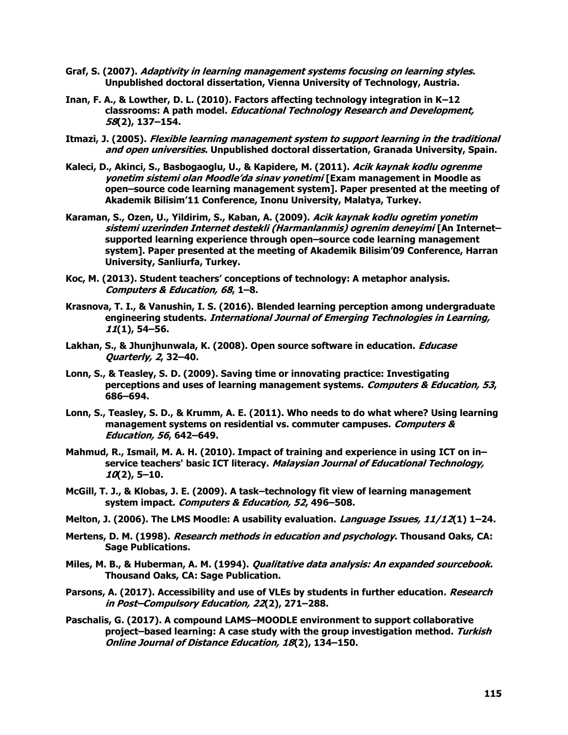Graf, S. (2007). *Adaptivity in learning management systems focusing on learning styles*. Unpublished doctoral dissertation, Vienna University of Technology, Austria.

Inan, F. A., & Lowther, D. L. (2010). Factors affecting technology integration in K–12 classrooms: A path model. *Educational Technology Research and Development, 58*(2), 137–154.

Itmazi, J. (2005). *Flexible learning management system to support learning in the traditional and open universities*. Unpublished doctoral dissertation, Granada University, Spain.

Kaleci, D., Akinci, S., Basbogaoglu, U., & Kapidere, M. (2011). *Acik kaynak kodlu ogrenme yonetim sistemi olan Moodle'da sinav yonetimi* [Exam management in Moodle as open–source code learning management system]. Paper presented at the meeting of Akademik Bilisim'11 Conference, Inonu University, Malatya, Turkey.

Karaman, S., Ozen, U., Yildirim, S., Kaban, A. (2009). *Acik kaynak kodlu ogretim yonetim sistemi uzerinden Internet destekli (Harmanlanmis) ogrenim deneyimi* [An Internet–supported learning experience through open–source code learning management system]. Paper presented at the meeting of Akademik Bilisim'09 Conference, Harran University, Sanliurfa, Turkey.

Koc, M. (2013). Student teachers' conceptions of technology: A metaphor analysis. *Computers & Education, 68*, 1–8.

Krasnova, T. I., & Vanushin, I. S. (2016). Blended learning perception among undergraduate engineering students. *International Journal of Emerging Technologies in Learning, 11*(1), 54–56.

Lakhan, S., & Jhunjhunwala, K. (2008). Open source software in education. *Educase Quarterly, 2*, 32–40.

Lonn, S., & Teasley, S. D. (2009). Saving time or innovating practice: Investigating perceptions and uses of learning management systems. *Computers & Education, 53*, 686–694.

Lonn, S., Teasley, S. D., & Krumm, A. E. (2011). Who needs to do what where? Using learning management systems on residential vs. commuter campuses. *Computers & Education, 56*, 642–649.

Mahmud, R., Ismail, M. A. H. (2010). Impact of training and experience in using ICT on in–service teachers' basic ICT literacy. *Malaysian Journal of Educational Technology, 10*(2), 5–10.

McGill, T. J., & Klobas, J. E. (2009). A task–technology fit view of learning management system impact. *Computers & Education, 52*, 496–508.

Melton, J. (2006). The LMS Moodle: A usability evaluation. *Language Issues, 11/12*(1) 1–24.

Mertens, D. M. (1998). *Research methods in education and psychology*. Thousand Oaks, CA: Sage Publications.

Miles, M. B., & Huberman, A. M. (1994). *Qualitative data analysis: An expanded sourcebook*. Thousand Oaks, CA: Sage Publication.

Parsons, A. (2017). Accessibility and use of VLEs by students in further education. *Research in Post–Compulsory Education, 22*(2), 271–288.

Paschalis, G. (2017). A compound LAMS–MOODLE environment to support collaborative project–based learning: A case study with the group investigation method. *Turkish Online Journal of Distance Education, 18*(2), 134–150.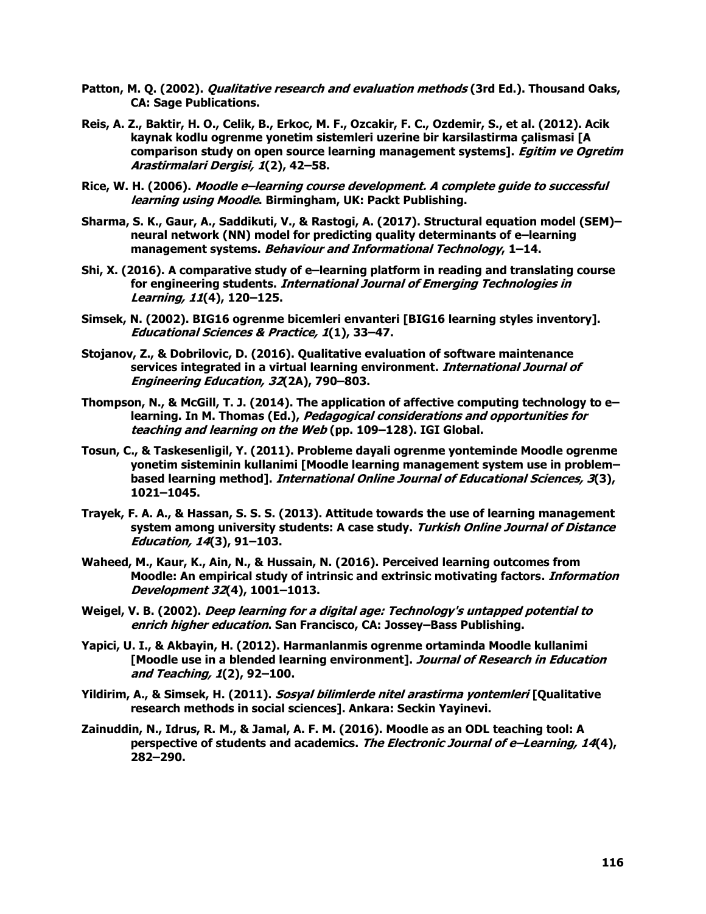Patton, M. Q. (2002). *Qualitative research and evaluation methods* (3rd Ed.). Thousand Oaks, CA: Sage Publications.

Reis, A. Z., Baktir, H. O., Celik, B., Erkoc, M. F., Ozcakir, F. C., Ozdemir, S., et al. (2012). Acik kaynak kodlu ogrenme yonetim sistemleri uzerine bir karsilastirma çalismasi [A comparison study on open source learning management systems]. *Egitim ve Ogretim Arastirmalari Dergisi, 1*(2), 42–58.

Rice, W. H. (2006). *Moodle e–learning course development. A complete guide to successful learning using Moodle*. Birmingham, UK: Packt Publishing.

Sharma, S. K., Gaur, A., Saddikuti, V., & Rastogi, A. (2017). Structural equation model (SEM)–neural network (NN) model for predicting quality determinants of e–learning management systems. *Behaviour and Informational Technology*, 1–14.

Shi, X. (2016). A comparative study of e–learning platform in reading and translating course for engineering students. *International Journal of Emerging Technologies in Learning, 11*(4), 120–125.

Simsek, N. (2002). BIG16 ogrenme bicemleri envanteri [BIG16 learning styles inventory]. *Educational Sciences & Practice, 1*(1), 33–47.

Stojanov, Z., & Dobrilovic, D. (2016). Qualitative evaluation of software maintenance services integrated in a virtual learning environment. *International Journal of Engineering Education, 32*(2A), 790–803.

Thompson, N., & McGill, T. J. (2014). The application of affective computing technology to e–learning. In M. Thomas (Ed.), *Pedagogical considerations and opportunities for teaching and learning on the Web* (pp. 109–128). IGI Global.

Tosun, C., & Taskesenligil, Y. (2011). Probleme dayali ogrenme yonteminde Moodle ogrenme yonetim sisteminin kullanimi [Moodle learning management system use in problem–based learning method]. *International Online Journal of Educational Sciences, 3*(3), 1021–1045.

Trayek, F. A. A., & Hassan, S. S. S. (2013). Attitude towards the use of learning management system among university students: A case study. *Turkish Online Journal of Distance Education, 14*(3), 91–103.

Waheed, M., Kaur, K., Ain, N., & Hussain, N. (2016). Perceived learning outcomes from Moodle: An empirical study of intrinsic and extrinsic motivating factors. *Information Development 32*(4), 1001–1013.

Weigel, V. B. (2002). *Deep learning for a digital age: Technology's untapped potential to enrich higher education*. San Francisco, CA: Jossey–Bass Publishing.

Yapici, U. I., & Akbayin, H. (2012). Harmanlanmis ogrenme ortaminda Moodle kullanimi [Moodle use in a blended learning environment]. *Journal of Research in Education and Teaching, 1*(2), 92–100.

Yildirim, A., & Simsek, H. (2011). *Sosyal bilimlerde nitel arastirma yontemleri* [Qualitative research methods in social sciences]. Ankara: Seckin Yayinevi.

Zainuddin, N., Idrus, R. M., & Jamal, A. F. M. (2016). Moodle as an ODL teaching tool: A perspective of students and academics. *The Electronic Journal of e–Learning, 14*(4), 282–290.